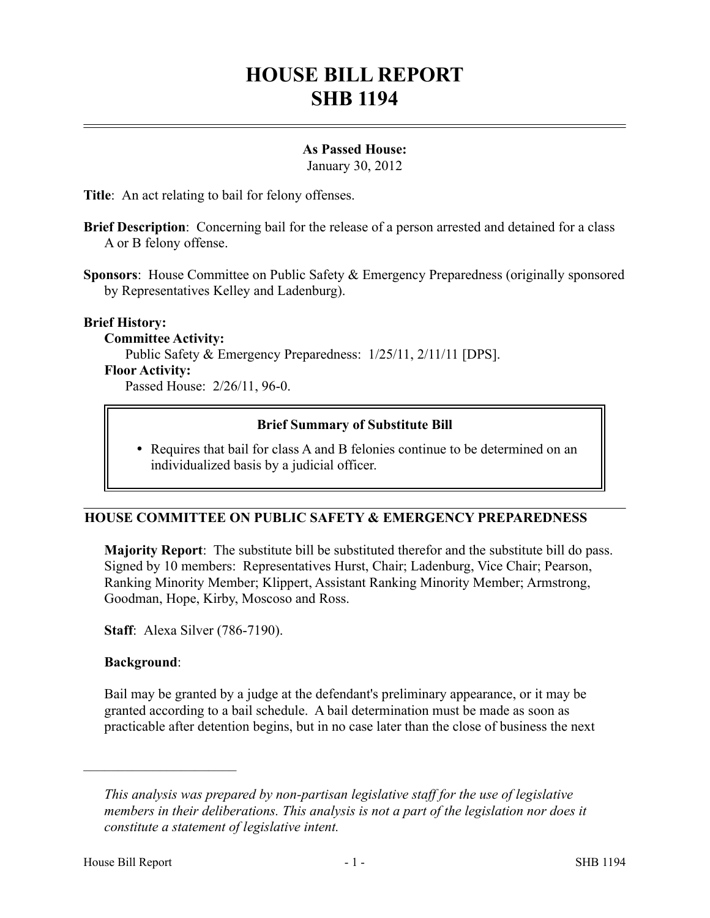# HOUSE BILL REPORT
# SHB 1194

**As Passed House:**
January 30, 2012

**Title**: An act relating to bail for felony offenses.

**Brief Description**: Concerning bail for the release of a person arrested and detained for a class A or B felony offense.

**Sponsors**: House Committee on Public Safety & Emergency Preparedness (originally sponsored by Representatives Kelley and Ladenburg).

**Brief History:**

**Committee Activity:**

Public Safety & Emergency Preparedness: 1/25/11, 2/11/11 [DPS].

**Floor Activity:**

Passed House: 2/26/11, 96-0.

**Brief Summary of Substitute Bill**

- Requires that bail for class A and B felonies continue to be determined on an individualized basis by a judicial officer.

## HOUSE COMMITTEE ON PUBLIC SAFETY & EMERGENCY PREPAREDNESS

**Majority Report**: The substitute bill be substituted therefor and the substitute bill do pass. Signed by 10 members: Representatives Hurst, Chair; Ladenburg, Vice Chair; Pearson, Ranking Minority Member; Klippert, Assistant Ranking Minority Member; Armstrong, Goodman, Hope, Kirby, Moscoso and Ross.

**Staff**: Alexa Silver (786-7190).

**Background**:

Bail may be granted by a judge at the defendant's preliminary appearance, or it may be granted according to a bail schedule. A bail determination must be made as soon as practicable after detention begins, but in no case later than the close of business the next

---

*This analysis was prepared by non-partisan legislative staff for the use of legislative members in their deliberations. This analysis is not a part of the legislation nor does it constitute a statement of legislative intent.*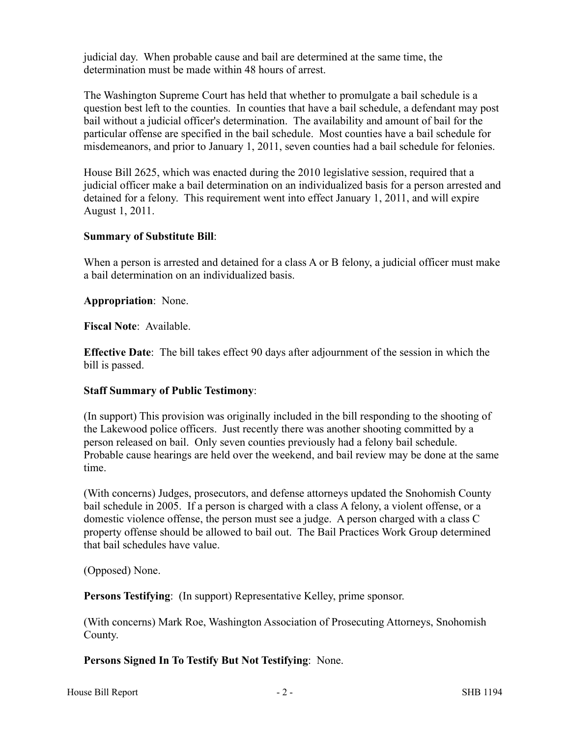judicial day. When probable cause and bail are determined at the same time, the determination must be made within 48 hours of arrest.

The Washington Supreme Court has held that whether to promulgate a bail schedule is a question best left to the counties. In counties that have a bail schedule, a defendant may post bail without a judicial officer's determination. The availability and amount of bail for the particular offense are specified in the bail schedule. Most counties have a bail schedule for misdemeanors, and prior to January 1, 2011, seven counties had a bail schedule for felonies.

House Bill 2625, which was enacted during the 2010 legislative session, required that a judicial officer make a bail determination on an individualized basis for a person arrested and detained for a felony. This requirement went into effect January 1, 2011, and will expire August 1, 2011.

**Summary of Substitute Bill**:

When a person is arrested and detained for a class A or B felony, a judicial officer must make a bail determination on an individualized basis.

**Appropriation**: None.

**Fiscal Note**: Available.

**Effective Date**: The bill takes effect 90 days after adjournment of the session in which the bill is passed.

**Staff Summary of Public Testimony**:

(In support) This provision was originally included in the bill responding to the shooting of the Lakewood police officers. Just recently there was another shooting committed by a person released on bail. Only seven counties previously had a felony bail schedule. Probable cause hearings are held over the weekend, and bail review may be done at the same time.

(With concerns) Judges, prosecutors, and defense attorneys updated the Snohomish County bail schedule in 2005. If a person is charged with a class A felony, a violent offense, or a domestic violence offense, the person must see a judge. A person charged with a class C property offense should be allowed to bail out. The Bail Practices Work Group determined that bail schedules have value.

(Opposed) None.

**Persons Testifying**: (In support) Representative Kelley, prime sponsor.

(With concerns) Mark Roe, Washington Association of Prosecuting Attorneys, Snohomish County.

**Persons Signed In To Testify But Not Testifying**: None.